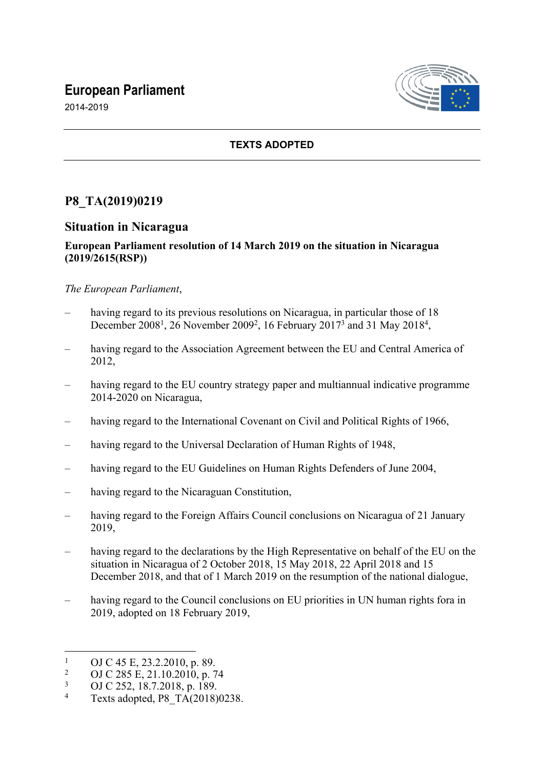# European Parliament

2014-2019

**TEXTS ADOPTED**

## P8_TA(2019)0219

## Situation in Nicaragua

**European Parliament resolution of 14 March 2019 on the situation in Nicaragua (2019/2615(RSP))**

*The European Parliament*,

– having regard to its previous resolutions on Nicaragua, in particular those of 18 December 2008[1], 26 November 2009[2], 16 February 2017[3] and 31 May 2018[4],

– having regard to the Association Agreement between the EU and Central America of 2012,

– having regard to the EU country strategy paper and multiannual indicative programme 2014-2020 on Nicaragua,

– having regard to the International Covenant on Civil and Political Rights of 1966,

– having regard to the Universal Declaration of Human Rights of 1948,

– having regard to the EU Guidelines on Human Rights Defenders of June 2004,

– having regard to the Nicaraguan Constitution,

– having regard to the Foreign Affairs Council conclusions on Nicaragua of 21 January 2019,

– having regard to the declarations by the High Representative on behalf of the EU on the situation in Nicaragua of 2 October 2018, 15 May 2018, 22 April 2018 and 15 December 2018, and that of 1 March 2019 on the resumption of the national dialogue,

– having regard to the Council conclusions on EU priorities in UN human rights fora in 2019, adopted on 18 February 2019,

---

[1] OJ C 45 E, 23.2.2010, p. 89.

[2] OJ C 285 E, 21.10.2010, p. 74

[3] OJ C 252, 18.7.2018, p. 189.

[4] Texts adopted, P8_TA(2018)0238.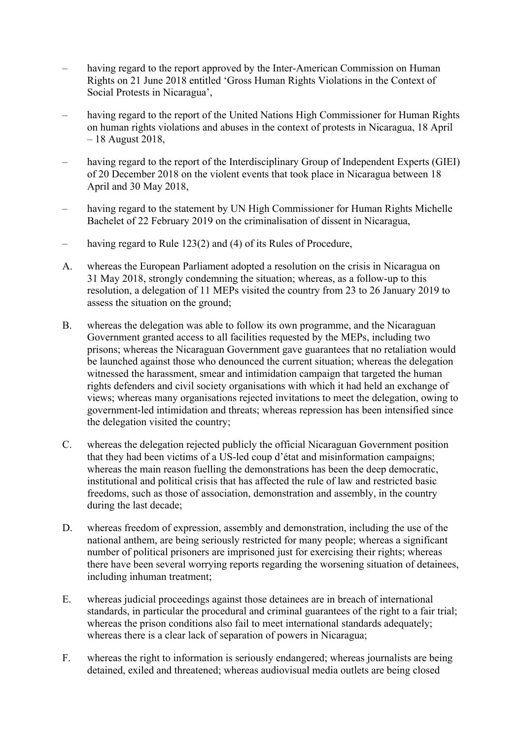– having regard to the report approved by the Inter-American Commission on Human Rights on 21 June 2018 entitled 'Gross Human Rights Violations in the Context of Social Protests in Nicaragua',

– having regard to the report of the United Nations High Commissioner for Human Rights on human rights violations and abuses in the context of protests in Nicaragua, 18 April – 18 August 2018,

– having regard to the report of the Interdisciplinary Group of Independent Experts (GIEI) of 20 December 2018 on the violent events that took place in Nicaragua between 18 April and 30 May 2018,

– having regard to the statement by UN High Commissioner for Human Rights Michelle Bachelet of 22 February 2019 on the criminalisation of dissent in Nicaragua,

– having regard to Rule 123(2) and (4) of its Rules of Procedure,

A. whereas the European Parliament adopted a resolution on the crisis in Nicaragua on 31 May 2018, strongly condemning the situation; whereas, as a follow-up to this resolution, a delegation of 11 MEPs visited the country from 23 to 26 January 2019 to assess the situation on the ground;

B. whereas the delegation was able to follow its own programme, and the Nicaraguan Government granted access to all facilities requested by the MEPs, including two prisons; whereas the Nicaraguan Government gave guarantees that no retaliation would be launched against those who denounced the current situation; whereas the delegation witnessed the harassment, smear and intimidation campaign that targeted the human rights defenders and civil society organisations with which it had held an exchange of views; whereas many organisations rejected invitations to meet the delegation, owing to government-led intimidation and threats; whereas repression has been intensified since the delegation visited the country;

C. whereas the delegation rejected publicly the official Nicaraguan Government position that they had been victims of a US-led coup d'état and misinformation campaigns; whereas the main reason fuelling the demonstrations has been the deep democratic, institutional and political crisis that has affected the rule of law and restricted basic freedoms, such as those of association, demonstration and assembly, in the country during the last decade;

D. whereas freedom of expression, assembly and demonstration, including the use of the national anthem, are being seriously restricted for many people; whereas a significant number of political prisoners are imprisoned just for exercising their rights; whereas there have been several worrying reports regarding the worsening situation of detainees, including inhuman treatment;

E. whereas judicial proceedings against those detainees are in breach of international standards, in particular the procedural and criminal guarantees of the right to a fair trial; whereas the prison conditions also fail to meet international standards adequately; whereas there is a clear lack of separation of powers in Nicaragua;

F. whereas the right to information is seriously endangered; whereas journalists are being detained, exiled and threatened; whereas audiovisual media outlets are being closed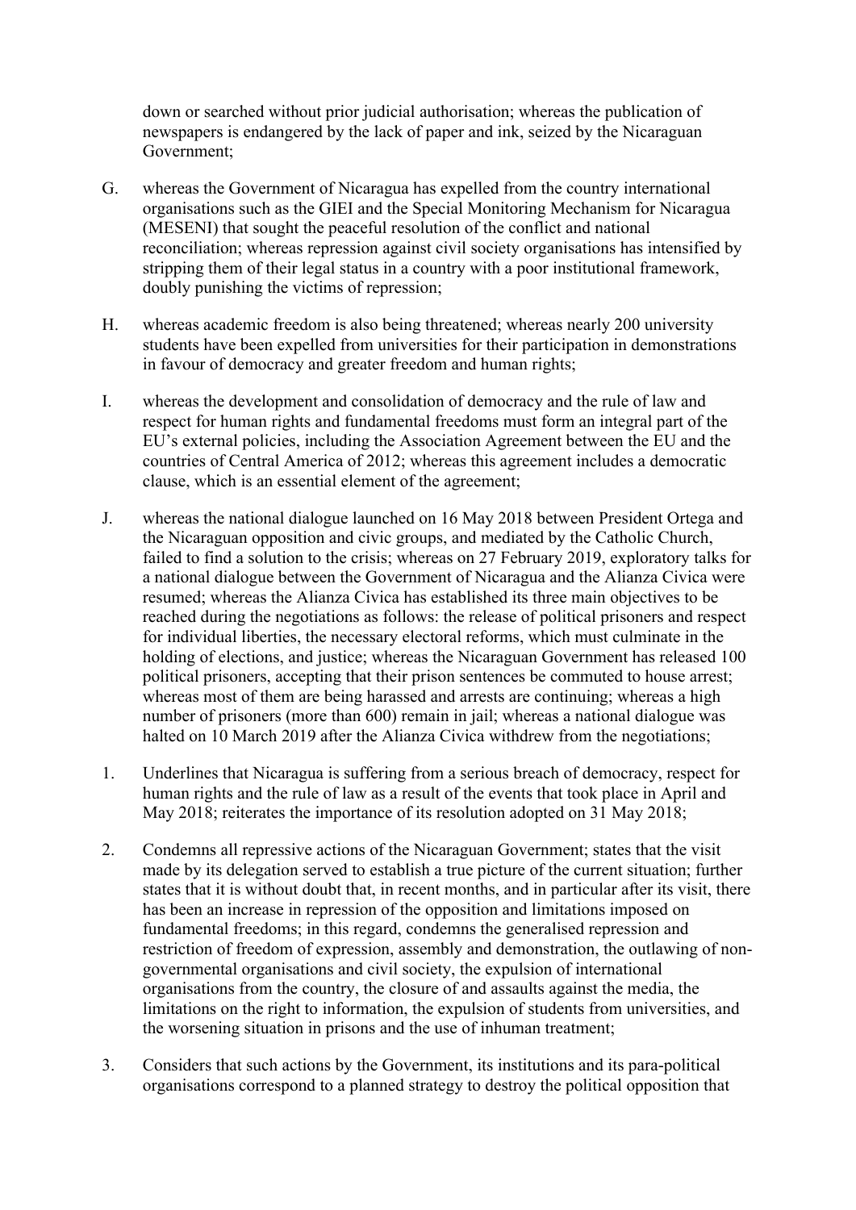down or searched without prior judicial authorisation; whereas the publication of newspapers is endangered by the lack of paper and ink, seized by the Nicaraguan Government;

G. whereas the Government of Nicaragua has expelled from the country international organisations such as the GIEI and the Special Monitoring Mechanism for Nicaragua (MESENI) that sought the peaceful resolution of the conflict and national reconciliation; whereas repression against civil society organisations has intensified by stripping them of their legal status in a country with a poor institutional framework, doubly punishing the victims of repression;

H. whereas academic freedom is also being threatened; whereas nearly 200 university students have been expelled from universities for their participation in demonstrations in favour of democracy and greater freedom and human rights;

I. whereas the development and consolidation of democracy and the rule of law and respect for human rights and fundamental freedoms must form an integral part of the EU's external policies, including the Association Agreement between the EU and the countries of Central America of 2012; whereas this agreement includes a democratic clause, which is an essential element of the agreement;

J. whereas the national dialogue launched on 16 May 2018 between President Ortega and the Nicaraguan opposition and civic groups, and mediated by the Catholic Church, failed to find a solution to the crisis; whereas on 27 February 2019, exploratory talks for a national dialogue between the Government of Nicaragua and the Alianza Civica were resumed; whereas the Alianza Civica has established its three main objectives to be reached during the negotiations as follows: the release of political prisoners and respect for individual liberties, the necessary electoral reforms, which must culminate in the holding of elections, and justice; whereas the Nicaraguan Government has released 100 political prisoners, accepting that their prison sentences be commuted to house arrest; whereas most of them are being harassed and arrests are continuing; whereas a high number of prisoners (more than 600) remain in jail; whereas a national dialogue was halted on 10 March 2019 after the Alianza Civica withdrew from the negotiations;

1. Underlines that Nicaragua is suffering from a serious breach of democracy, respect for human rights and the rule of law as a result of the events that took place in April and May 2018; reiterates the importance of its resolution adopted on 31 May 2018;

2. Condemns all repressive actions of the Nicaraguan Government; states that the visit made by its delegation served to establish a true picture of the current situation; further states that it is without doubt that, in recent months, and in particular after its visit, there has been an increase in repression of the opposition and limitations imposed on fundamental freedoms; in this regard, condemns the generalised repression and restriction of freedom of expression, assembly and demonstration, the outlawing of non-governmental organisations and civil society, the expulsion of international organisations from the country, the closure of and assaults against the media, the limitations on the right to information, the expulsion of students from universities, and the worsening situation in prisons and the use of inhuman treatment;

3. Considers that such actions by the Government, its institutions and its para-political organisations correspond to a planned strategy to destroy the political opposition that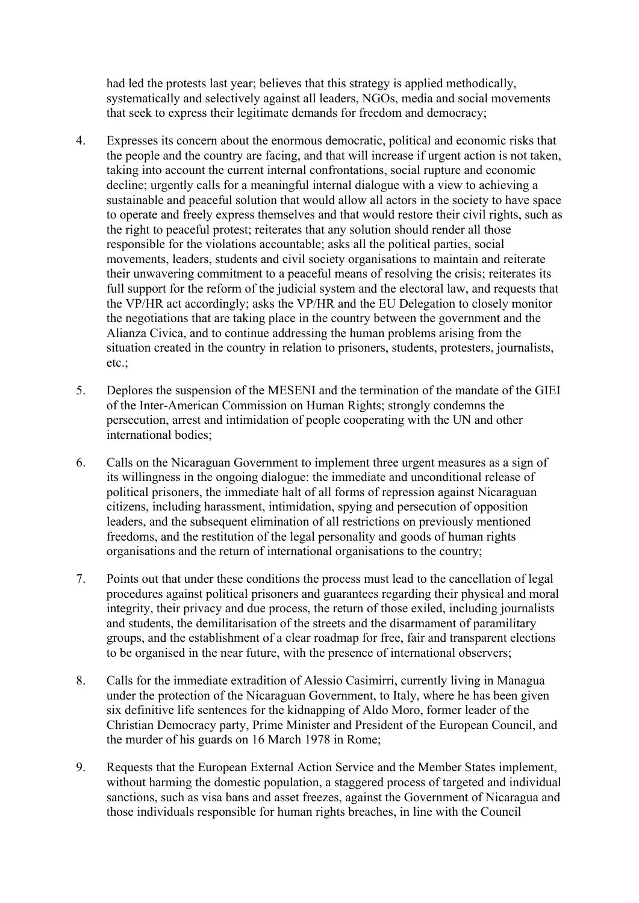had led the protests last year; believes that this strategy is applied methodically, systematically and selectively against all leaders, NGOs, media and social movements that seek to express their legitimate demands for freedom and democracy;

4. Expresses its concern about the enormous democratic, political and economic risks that the people and the country are facing, and that will increase if urgent action is not taken, taking into account the current internal confrontations, social rupture and economic decline; urgently calls for a meaningful internal dialogue with a view to achieving a sustainable and peaceful solution that would allow all actors in the society to have space to operate and freely express themselves and that would restore their civil rights, such as the right to peaceful protest; reiterates that any solution should render all those responsible for the violations accountable; asks all the political parties, social movements, leaders, students and civil society organisations to maintain and reiterate their unwavering commitment to a peaceful means of resolving the crisis; reiterates its full support for the reform of the judicial system and the electoral law, and requests that the VP/HR act accordingly; asks the VP/HR and the EU Delegation to closely monitor the negotiations that are taking place in the country between the government and the Alianza Civica, and to continue addressing the human problems arising from the situation created in the country in relation to prisoners, students, protesters, journalists, etc.;

5. Deplores the suspension of the MESENI and the termination of the mandate of the GIEI of the Inter-American Commission on Human Rights; strongly condemns the persecution, arrest and intimidation of people cooperating with the UN and other international bodies;

6. Calls on the Nicaraguan Government to implement three urgent measures as a sign of its willingness in the ongoing dialogue: the immediate and unconditional release of political prisoners, the immediate halt of all forms of repression against Nicaraguan citizens, including harassment, intimidation, spying and persecution of opposition leaders, and the subsequent elimination of all restrictions on previously mentioned freedoms, and the restitution of the legal personality and goods of human rights organisations and the return of international organisations to the country;

7. Points out that under these conditions the process must lead to the cancellation of legal procedures against political prisoners and guarantees regarding their physical and moral integrity, their privacy and due process, the return of those exiled, including journalists and students, the demilitarisation of the streets and the disarmament of paramilitary groups, and the establishment of a clear roadmap for free, fair and transparent elections to be organised in the near future, with the presence of international observers;

8. Calls for the immediate extradition of Alessio Casimirri, currently living in Managua under the protection of the Nicaraguan Government, to Italy, where he has been given six definitive life sentences for the kidnapping of Aldo Moro, former leader of the Christian Democracy party, Prime Minister and President of the European Council, and the murder of his guards on 16 March 1978 in Rome;

9. Requests that the European External Action Service and the Member States implement, without harming the domestic population, a staggered process of targeted and individual sanctions, such as visa bans and asset freezes, against the Government of Nicaragua and those individuals responsible for human rights breaches, in line with the Council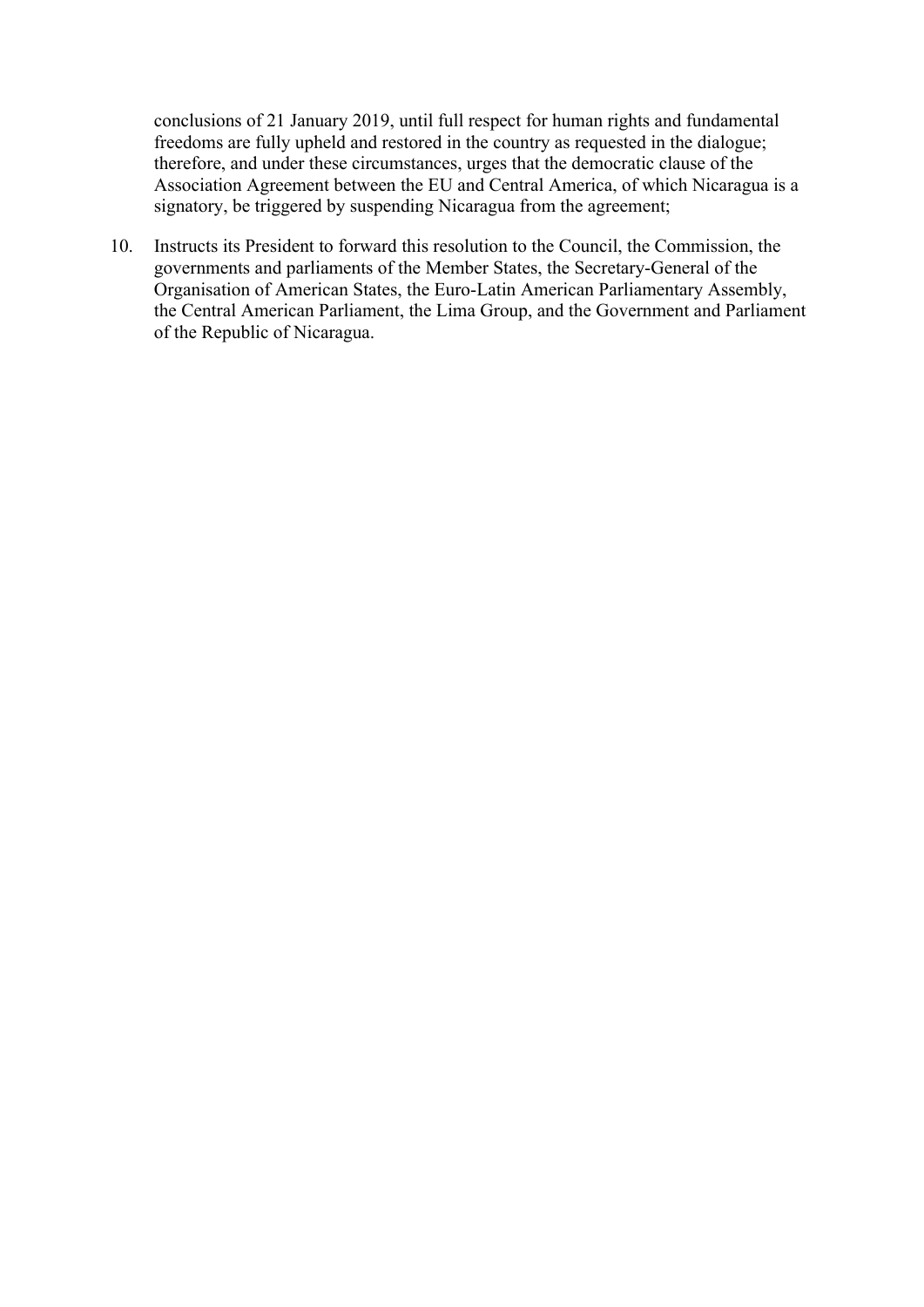conclusions of 21 January 2019, until full respect for human rights and fundamental freedoms are fully upheld and restored in the country as requested in the dialogue; therefore, and under these circumstances, urges that the democratic clause of the Association Agreement between the EU and Central America, of which Nicaragua is a signatory, be triggered by suspending Nicaragua from the agreement;

10. Instructs its President to forward this resolution to the Council, the Commission, the governments and parliaments of the Member States, the Secretary-General of the Organisation of American States, the Euro-Latin American Parliamentary Assembly, the Central American Parliament, the Lima Group, and the Government and Parliament of the Republic of Nicaragua.